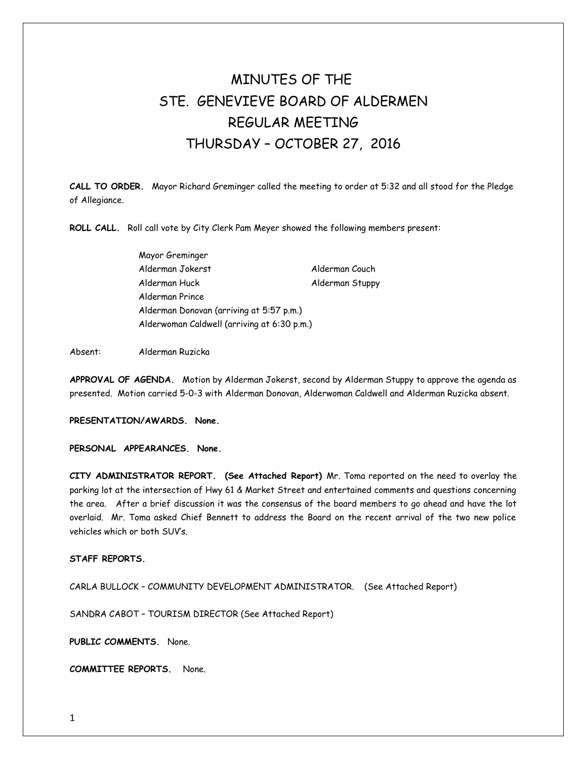# MINUTES OF THE
# STE. GENEVIEVE BOARD OF ALDERMEN
# REGULAR MEETING
# THURSDAY – OCTOBER 27, 2016

**CALL TO ORDER.** Mayor Richard Greminger called the meeting to order at 5:32 and all stood for the Pledge of Allegiance.

**ROLL CALL.** Roll call vote by City Clerk Pam Meyer showed the following members present:

Mayor Greminger
Alderman Jokerst
Alderman Couch
Alderman Huck
Alderman Stuppy
Alderman Prince
Alderman Donovan (arriving at 5:57 p.m.)
Alderwoman Caldwell (arriving at 6:30 p.m.)

Absent: Alderman Ruzicka

**APPROVAL OF AGENDA.** Motion by Alderman Jokerst, second by Alderman Stuppy to approve the agenda as presented. Motion carried 5-0-3 with Alderman Donovan, Alderwoman Caldwell and Alderman Ruzicka absent.

**PRESENTATION/AWARDS. None.**

**PERSONAL APPEARANCES. None.**

**CITY ADMINISTRATOR REPORT. (See Attached Report)** Mr. Toma reported on the need to overlay the parking lot at the intersection of Hwy 61 & Market Street and entertained comments and questions concerning the area. After a brief discussion it was the consensus of the board members to go ahead and have the lot overlaid. Mr. Toma asked Chief Bennett to address the Board on the recent arrival of the two new police vehicles which or both SUV's.

**STAFF REPORTS.**

CARLA BULLOCK – COMMUNITY DEVELOPMENT ADMINISTRATOR. (See Attached Report)

SANDRA CABOT – TOURISM DIRECTOR (See Attached Report)

**PUBLIC COMMENTS.** None.

**COMMITTEE REPORTS.** None.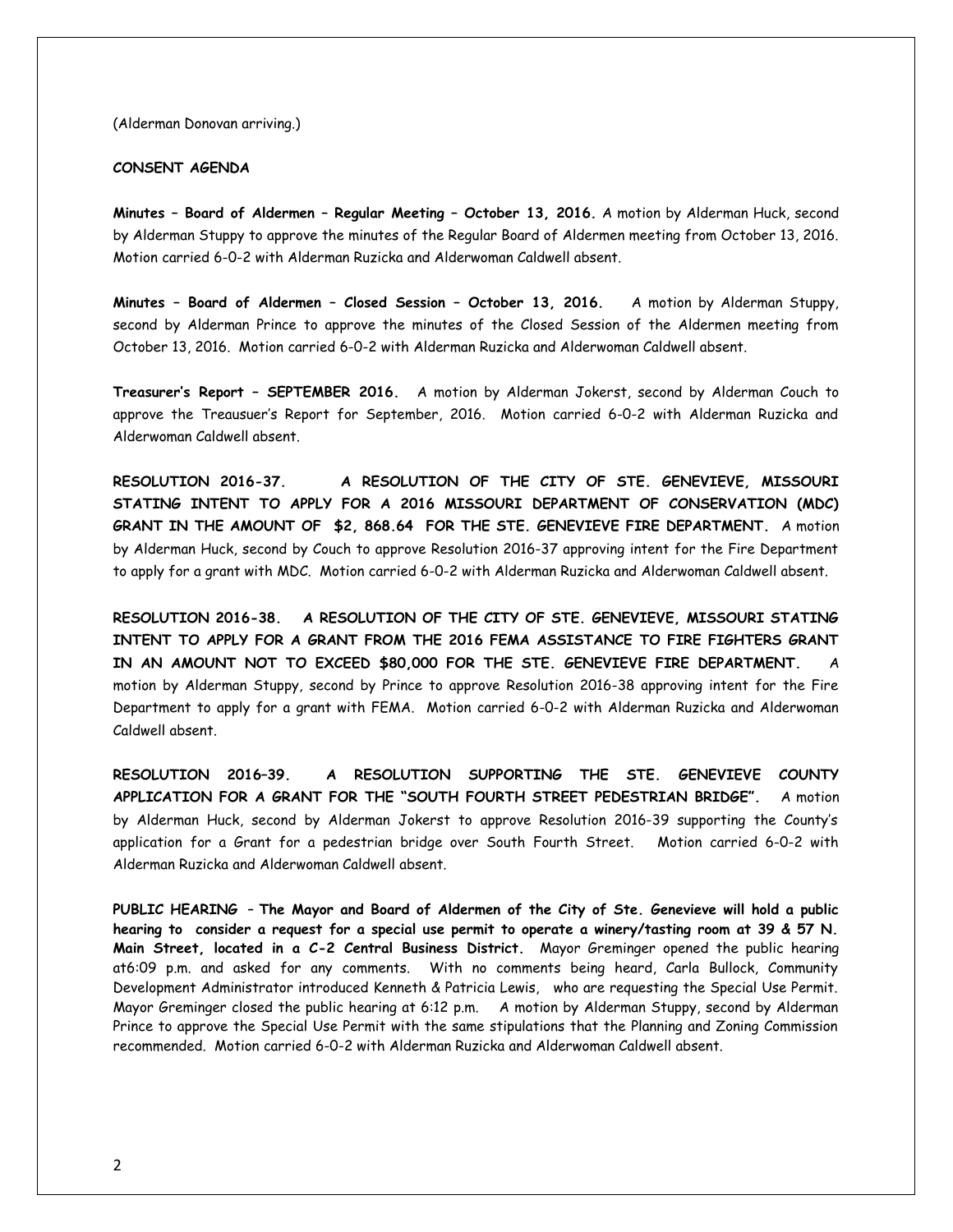(Alderman Donovan arriving.)

**CONSENT AGENDA**

**Minutes – Board of Aldermen – Regular Meeting – October 13, 2016.** A motion by Alderman Huck, second by Alderman Stuppy to approve the minutes of the Regular Board of Aldermen meeting from October 13, 2016. Motion carried 6-0-2 with Alderman Ruzicka and Alderwoman Caldwell absent.

**Minutes – Board of Aldermen – Closed Session – October 13, 2016.** A motion by Alderman Stuppy, second by Alderman Prince to approve the minutes of the Closed Session of the Aldermen meeting from October 13, 2016. Motion carried 6-0-2 with Alderman Ruzicka and Alderwoman Caldwell absent.

**Treasurer's Report – SEPTEMBER 2016.** A motion by Alderman Jokerst, second by Alderman Couch to approve the Treausuer's Report for September, 2016. Motion carried 6-0-2 with Alderman Ruzicka and Alderwoman Caldwell absent.

**RESOLUTION 2016-37. A RESOLUTION OF THE CITY OF STE. GENEVIEVE, MISSOURI STATING INTENT TO APPLY FOR A 2016 MISSOURI DEPARTMENT OF CONSERVATION (MDC) GRANT IN THE AMOUNT OF $2, 868.64 FOR THE STE. GENEVIEVE FIRE DEPARTMENT.** A motion by Alderman Huck, second by Couch to approve Resolution 2016-37 approving intent for the Fire Department to apply for a grant with MDC. Motion carried 6-0-2 with Alderman Ruzicka and Alderwoman Caldwell absent.

**RESOLUTION 2016-38. A RESOLUTION OF THE CITY OF STE. GENEVIEVE, MISSOURI STATING INTENT TO APPLY FOR A GRANT FROM THE 2016 FEMA ASSISTANCE TO FIRE FIGHTERS GRANT IN AN AMOUNT NOT TO EXCEED $80,000 FOR THE STE. GENEVIEVE FIRE DEPARTMENT.** A motion by Alderman Stuppy, second by Prince to approve Resolution 2016-38 approving intent for the Fire Department to apply for a grant with FEMA. Motion carried 6-0-2 with Alderman Ruzicka and Alderwoman Caldwell absent.

**RESOLUTION 2016–39. A RESOLUTION SUPPORTING THE STE. GENEVIEVE COUNTY APPLICATION FOR A GRANT FOR THE "SOUTH FOURTH STREET PEDESTRIAN BRIDGE".** A motion by Alderman Huck, second by Alderman Jokerst to approve Resolution 2016-39 supporting the County's application for a Grant for a pedestrian bridge over South Fourth Street. Motion carried 6-0-2 with Alderman Ruzicka and Alderwoman Caldwell absent.

**PUBLIC HEARING – The Mayor and Board of Aldermen of the City of Ste. Genevieve will hold a public hearing to consider a request for a special use permit to operate a winery/tasting room at 39 & 57 N. Main Street, located in a C-2 Central Business District.** Mayor Greminger opened the public hearing at6:09 p.m. and asked for any comments. With no comments being heard, Carla Bullock, Community Development Administrator introduced Kenneth & Patricia Lewis, who are requesting the Special Use Permit. Mayor Greminger closed the public hearing at 6:12 p.m. A motion by Alderman Stuppy, second by Alderman Prince to approve the Special Use Permit with the same stipulations that the Planning and Zoning Commission recommended. Motion carried 6-0-2 with Alderman Ruzicka and Alderwoman Caldwell absent.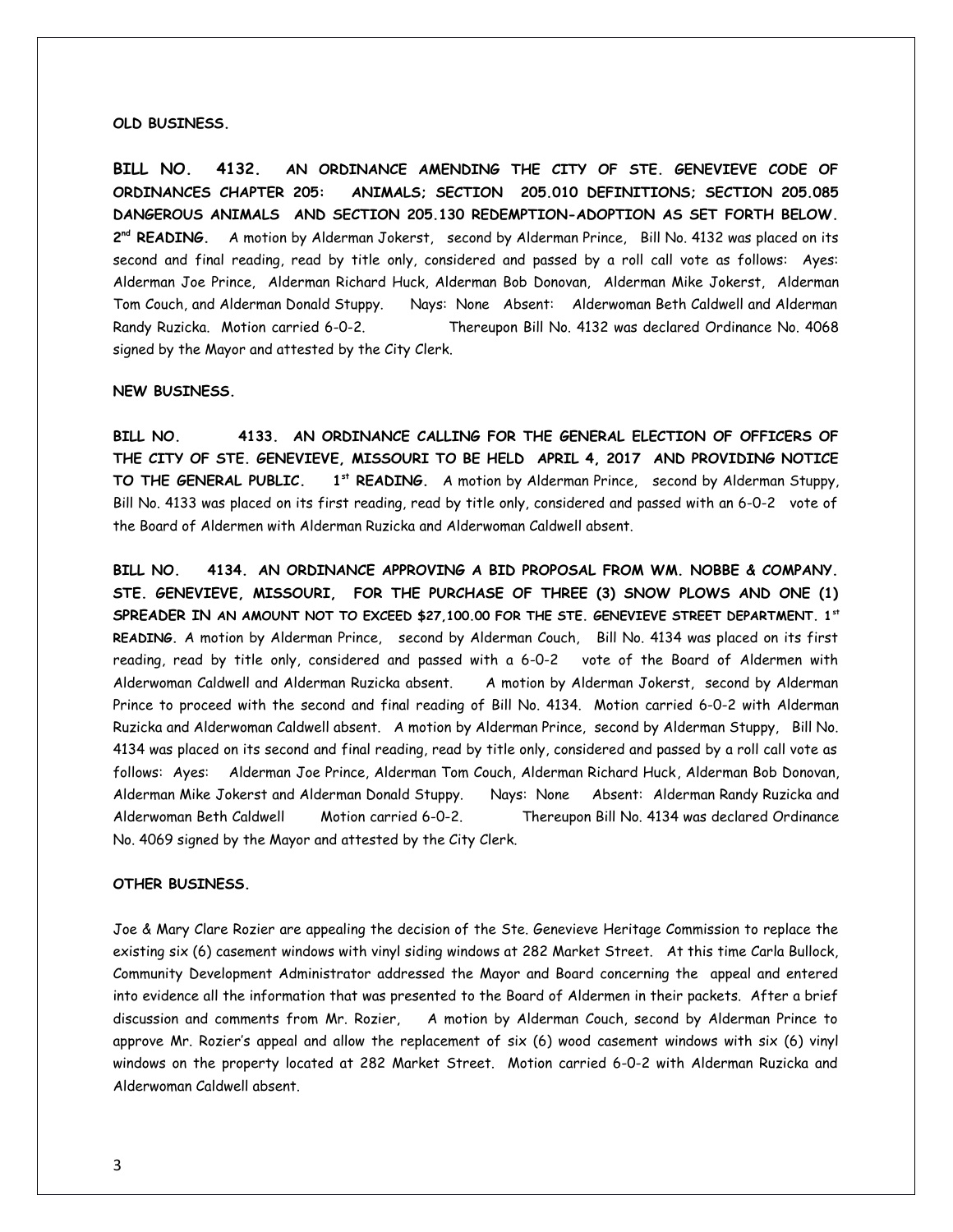**OLD BUSINESS.**

**BILL NO. 4132. AN ORDINANCE AMENDING THE CITY OF STE. GENEVIEVE CODE OF ORDINANCES CHAPTER 205: ANIMALS; SECTION 205.010 DEFINITIONS; SECTION 205.085 DANGEROUS ANIMALS AND SECTION 205.130 REDEMPTION-ADOPTION AS SET FORTH BELOW. 2nd READING.** A motion by Alderman Jokerst, second by Alderman Prince, Bill No. 4132 was placed on its second and final reading, read by title only, considered and passed by a roll call vote as follows: Ayes: Alderman Joe Prince, Alderman Richard Huck, Alderman Bob Donovan, Alderman Mike Jokerst, Alderman Tom Couch, and Alderman Donald Stuppy. Nays: None Absent: Alderwoman Beth Caldwell and Alderman Randy Ruzicka. Motion carried 6-0-2. Thereupon Bill No. 4132 was declared Ordinance No. 4068 signed by the Mayor and attested by the City Clerk.

**NEW BUSINESS.**

**BILL NO. 4133. AN ORDINANCE CALLING FOR THE GENERAL ELECTION OF OFFICERS OF THE CITY OF STE. GENEVIEVE, MISSOURI TO BE HELD APRIL 4, 2017 AND PROVIDING NOTICE TO THE GENERAL PUBLIC. 1st READING.** A motion by Alderman Prince, second by Alderman Stuppy, Bill No. 4133 was placed on its first reading, read by title only, considered and passed with an 6-0-2 vote of the Board of Aldermen with Alderman Ruzicka and Alderwoman Caldwell absent.

**BILL NO. 4134. AN ORDINANCE APPROVING A BID PROPOSAL FROM WM. NOBBE & COMPANY. STE. GENEVIEVE, MISSOURI, FOR THE PURCHASE OF THREE (3) SNOW PLOWS AND ONE (1) SPREADER IN AN AMOUNT NOT TO EXCEED $27,100.00 FOR THE STE. GENEVIEVE STREET DEPARTMENT. 1st READING.** A motion by Alderman Prince, second by Alderman Couch, Bill No. 4134 was placed on its first reading, read by title only, considered and passed with a 6-0-2 vote of the Board of Aldermen with Alderwoman Caldwell and Alderman Ruzicka absent. A motion by Alderman Jokerst, second by Alderman Prince to proceed with the second and final reading of Bill No. 4134. Motion carried 6-0-2 with Alderman Ruzicka and Alderwoman Caldwell absent. A motion by Alderman Prince, second by Alderman Stuppy, Bill No. 4134 was placed on its second and final reading, read by title only, considered and passed by a roll call vote as follows: Ayes: Alderman Joe Prince, Alderman Tom Couch, Alderman Richard Huck, Alderman Bob Donovan, Alderman Mike Jokerst and Alderman Donald Stuppy. Nays: None Absent: Alderman Randy Ruzicka and Alderwoman Beth Caldwell Motion carried 6-0-2. Thereupon Bill No. 4134 was declared Ordinance No. 4069 signed by the Mayor and attested by the City Clerk.

**OTHER BUSINESS.**

Joe & Mary Clare Rozier are appealing the decision of the Ste. Genevieve Heritage Commission to replace the existing six (6) casement windows with vinyl siding windows at 282 Market Street. At this time Carla Bullock, Community Development Administrator addressed the Mayor and Board concerning the appeal and entered into evidence all the information that was presented to the Board of Aldermen in their packets. After a brief discussion and comments from Mr. Rozier, A motion by Alderman Couch, second by Alderman Prince to approve Mr. Rozier's appeal and allow the replacement of six (6) wood casement windows with six (6) vinyl windows on the property located at 282 Market Street. Motion carried 6-0-2 with Alderman Ruzicka and Alderwoman Caldwell absent.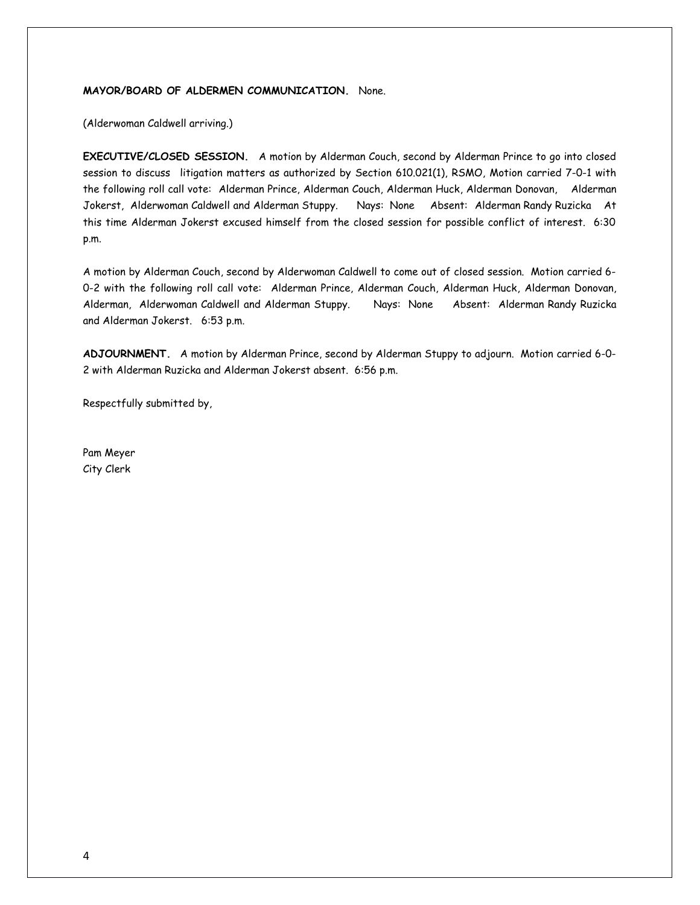**MAYOR/BOARD OF ALDERMEN COMMUNICATION.** None.

(Alderwoman Caldwell arriving.)

**EXECUTIVE/CLOSED SESSION.** A motion by Alderman Couch, second by Alderman Prince to go into closed session to discuss litigation matters as authorized by Section 610.021(1), RSMO, Motion carried 7-0-1 with the following roll call vote: Alderman Prince, Alderman Couch, Alderman Huck, Alderman Donovan, Alderman Jokerst, Alderwoman Caldwell and Alderman Stuppy. Nays: None Absent: Alderman Randy Ruzicka At this time Alderman Jokerst excused himself from the closed session for possible conflict of interest. 6:30 p.m.

A motion by Alderman Couch, second by Alderwoman Caldwell to come out of closed session. Motion carried 6-0-2 with the following roll call vote: Alderman Prince, Alderman Couch, Alderman Huck, Alderman Donovan, Alderman, Alderwoman Caldwell and Alderman Stuppy. Nays: None Absent: Alderman Randy Ruzicka and Alderman Jokerst. 6:53 p.m.

**ADJOURNMENT.** A motion by Alderman Prince, second by Alderman Stuppy to adjourn. Motion carried 6-0-2 with Alderman Ruzicka and Alderman Jokerst absent. 6:56 p.m.

Respectfully submitted by,

Pam Meyer
City Clerk